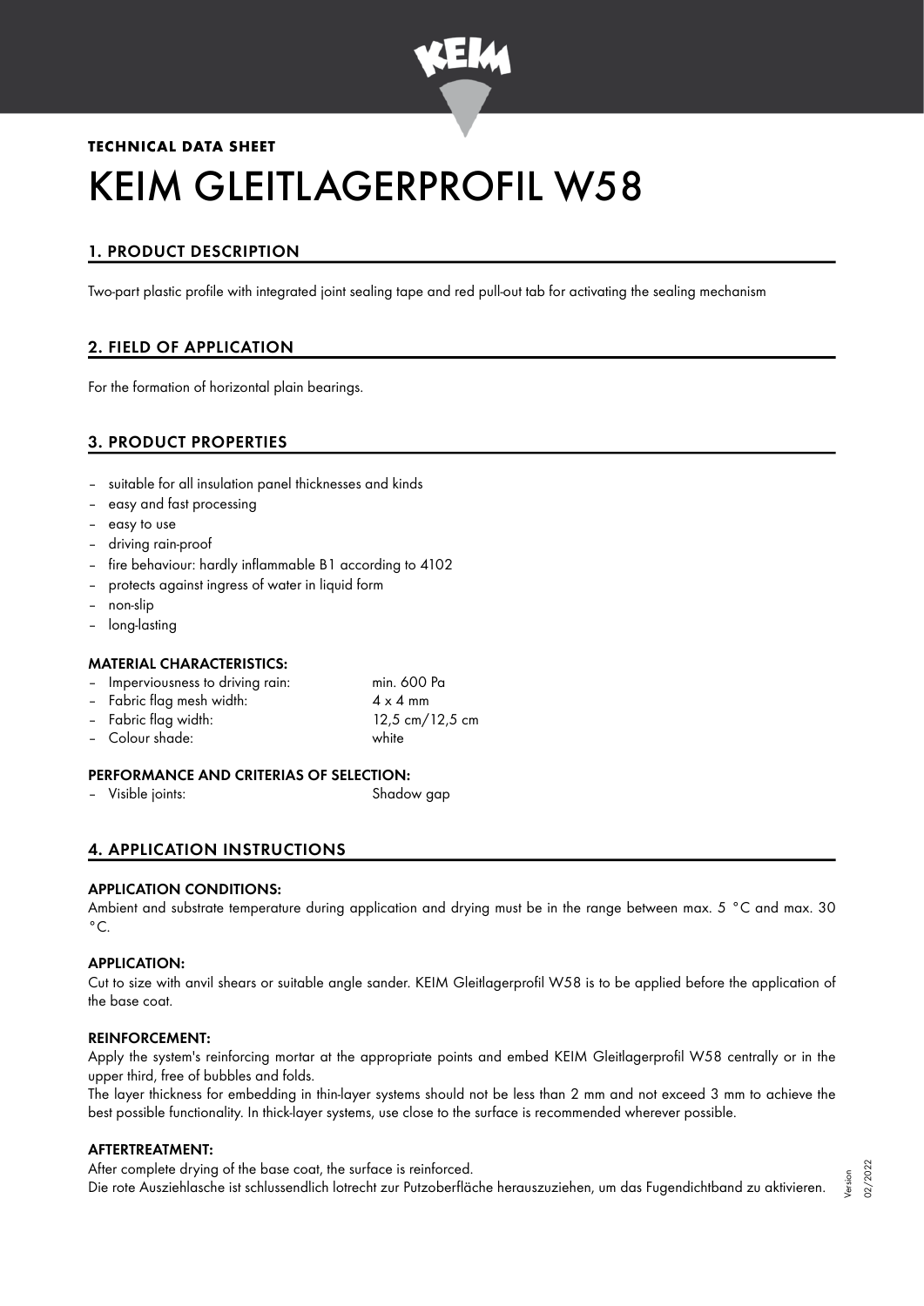**TECHNICAL DATA SHEET**

# KEIM GLEITLAGERPROFIL W58

## 1. PRODUCT DESCRIPTION

Two-part plastic profile with integrated joint sealing tape and red pull-out tab for activating the sealing mechanism

## 2. FIELD OF APPLICATION

For the formation of horizontal plain bearings.

## 3. PRODUCT PROPERTIES

- suitable for all insulation panel thicknesses and kinds
- easy and fast processing
- easy to use
- driving rain-proof
- fire behaviour: hardly inflammable B1 according to 4102
- protects against ingress of water in liquid form
- non-slip
- long-lasting

### MATERIAL CHARACTERISTICS:

- Imperviousness to driving rain: min. 600 Pa
- Fabric flag mesh width: 4 x 4 mm
- Fabric flag width: 12,5 cm/12,5 cm
- Colour shade: white

### PERFORMANCE AND CRITERIAS OF SELECTION:

- Visible joints: Shadow gap

## 4. APPLICATION INSTRUCTIONS

### APPLICATION CONDITIONS:

Ambient and substrate temperature during application and drying must be in the range between max. 5 °C and max. 30 °C.

### APPLICATION:

Cut to size with anvil shears or suitable angle sander. KEIM Gleitlagerprofil W58 is to be applied before the application of the base coat.

### REINFORCEMENT:

Apply the system's reinforcing mortar at the appropriate points and embed KEIM Gleitlagerprofil W58 centrally or in the upper third, free of bubbles and folds.
The layer thickness for embedding in thin-layer systems should not be less than 2 mm and not exceed 3 mm to achieve the best possible functionality. In thick-layer systems, use close to the surface is recommended wherever possible.

### AFTERTREATMENT:

After complete drying of the base coat, the surface is reinforced.
Die rote Ausziehlasche ist schlussendlich lotrecht zur Putzoberfläche herauszuziehen, um das Fugendichtband zu aktivieren.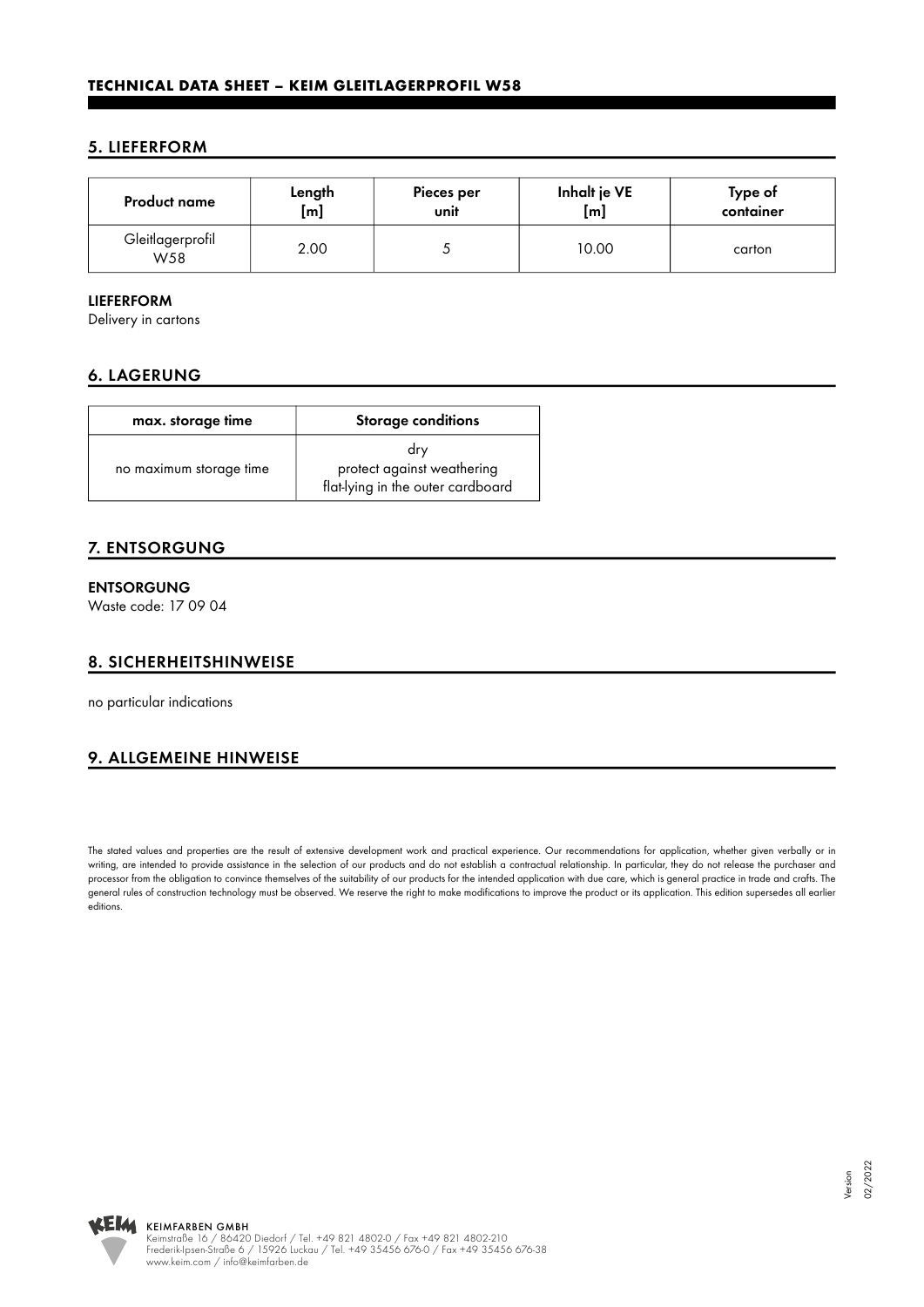## 5. LIEFERFORM

| Product name | Length [m] | Pieces per unit | Inhalt je VE [m] | Type of container |
|---|---|---|---|---|
| Gleitlagerprofil W58 | 2.00 | 5 | 10.00 | carton |

**LIEFERFORM**
Delivery in cartons

## 6. LAGERUNG

| max. storage time | Storage conditions |
|---|---|
| no maximum storage time | dry<br>protect against weathering<br>flat-lying in the outer cardboard |

## 7. ENTSORGUNG

**ENTSORGUNG**
Waste code: 17 09 04

## 8. SICHERHEITSHINWEISE

no particular indications

## 9. ALLGEMEINE HINWEISE

The stated values and properties are the result of extensive development work and practical experience. Our recommendations for application, whether given verbally or in writing, are intended to provide assistance in the selection of our products and do not establish a contractual relationship. In particular, they do not release the purchaser and processor from the obligation to convince themselves of the suitability of our products for the intended application with due care, which is general practice in trade and crafts. The general rules of construction technology must be observed. We reserve the right to make modifications to improve the product or its application. This edition supersedes all earlier editions.

KEIMFARBEN GMBH
Keimstraße 16 / 86420 Diedorf / Tel. +49 821 4802-0 / Fax +49 821 4802-210
Frederik-Ipsen-Straße 6 / 15926 Luckau / Tel. +49 35456 676-0 / Fax +49 35456 676-38
www.keim.com / info@keimfarben.de

Version 02/2022